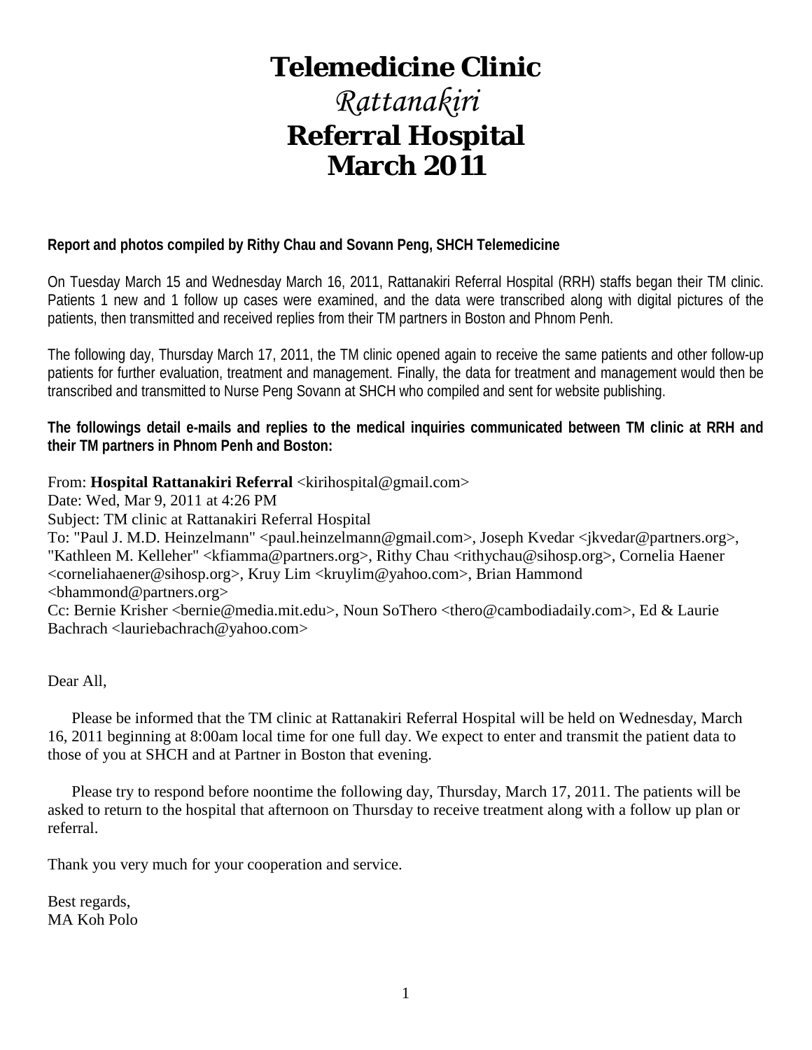# Telemedicine Clinic
# *Rattanakiri*
# Referral Hospital
# March 2011

**Report and photos compiled by Rithy Chau and Sovann Peng, SHCH Telemedicine**

On Tuesday March 15 and Wednesday March 16, 2011, Rattanakiri Referral Hospital (RRH) staffs began their TM clinic. Patients 1 new and 1 follow up cases were examined, and the data were transcribed along with digital pictures of the patients, then transmitted and received replies from their TM partners in Boston and Phnom Penh.

The following day, Thursday March 17, 2011, the TM clinic opened again to receive the same patients and other follow-up patients for further evaluation, treatment and management. Finally, the data for treatment and management would then be transcribed and transmitted to Nurse Peng Sovann at SHCH who compiled and sent for website publishing.

**The followings detail e-mails and replies to the medical inquiries communicated between TM clinic at RRH and their TM partners in Phnom Penh and Boston:**

From: **Hospital Rattanakiri Referral** <kirihospital@gmail.com>
Date: Wed, Mar 9, 2011 at 4:26 PM
Subject: TM clinic at Rattanakiri Referral Hospital
To: "Paul J. M.D. Heinzelmann" <paul.heinzelmann@gmail.com>, Joseph Kvedar <jkvedar@partners.org>, "Kathleen M. Kelleher" <kfiamma@partners.org>, Rithy Chau <rithychau@sihosp.org>, Cornelia Haener <corneliahaener@sihosp.org>, Kruy Lim <kruylim@yahoo.com>, Brian Hammond <bhammond@partners.org>
Cc: Bernie Krisher <bernie@media.mit.edu>, Noun SoThero <thero@cambodiadaily.com>, Ed & Laurie Bachrach <lauriebachrach@yahoo.com>

Dear All,

Please be informed that the TM clinic at Rattanakiri Referral Hospital will be held on Wednesday, March 16, 2011 beginning at 8:00am local time for one full day. We expect to enter and transmit the patient data to those of you at SHCH and at Partner in Boston that evening.

Please try to respond before noontime the following day, Thursday, March 17, 2011. The patients will be asked to return to the hospital that afternoon on Thursday to receive treatment along with a follow up plan or referral.

Thank you very much for your cooperation and service.

Best regards,
MA Koh Polo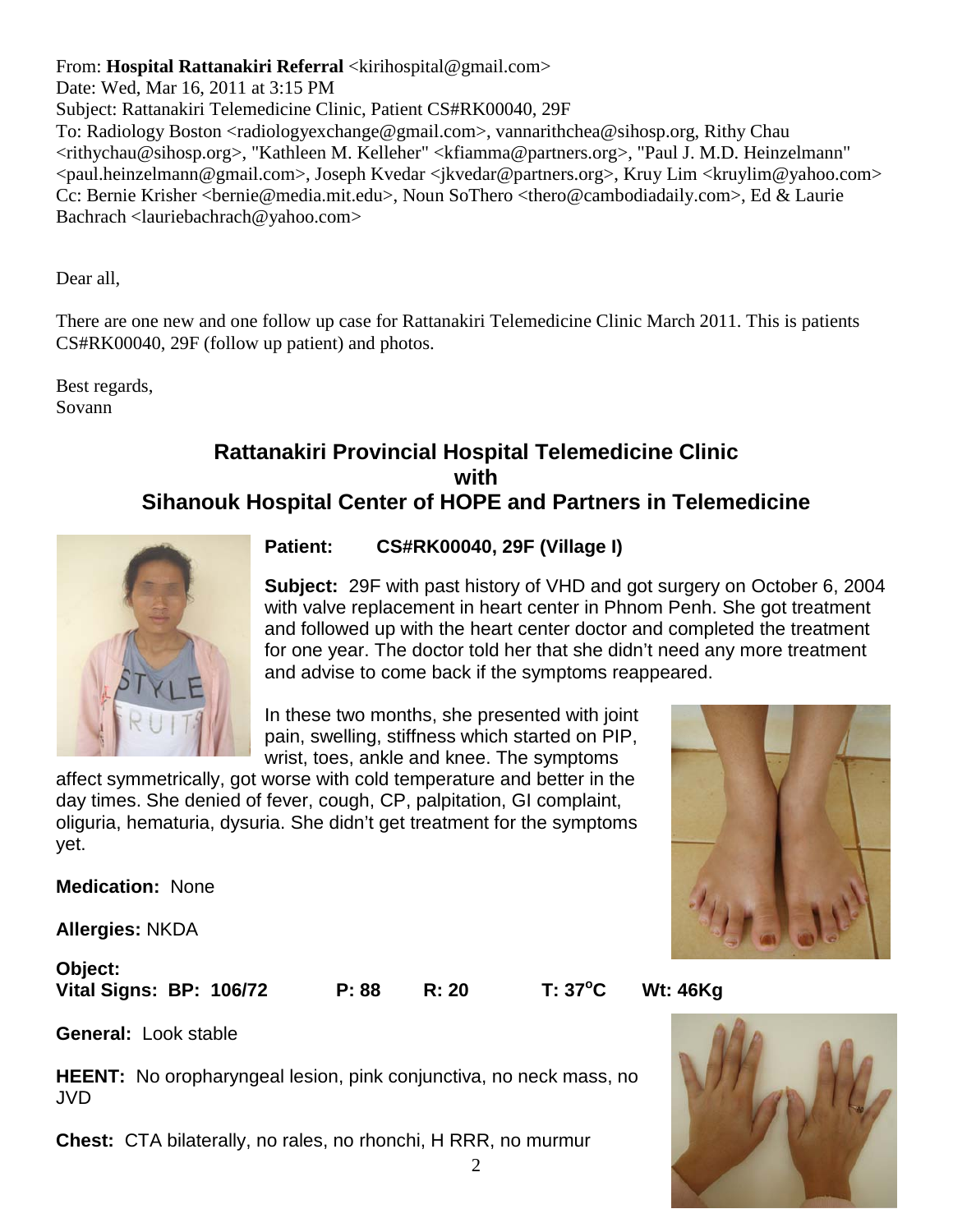From: **Hospital Rattanakiri Referral** <kirihospital@gmail.com>
Date: Wed, Mar 16, 2011 at 3:15 PM
Subject: Rattanakiri Telemedicine Clinic, Patient CS#RK00040, 29F
To: Radiology Boston <radiologyexchange@gmail.com>, vannarithchea@sihosp.org, Rithy Chau <rithychau@sihosp.org>, "Kathleen M. Kelleher" <kfiamma@partners.org>, "Paul J. M.D. Heinzelmann" <paul.heinzelmann@gmail.com>, Joseph Kvedar <jkvedar@partners.org>, Kruy Lim <kruylim@yahoo.com>
Cc: Bernie Krisher <bernie@media.mit.edu>, Noun SoThero <thero@cambodiadaily.com>, Ed & Laurie Bachrach <lauriebachrach@yahoo.com>

Dear all,

There are one new and one follow up case for Rattanakiri Telemedicine Clinic March 2011. This is patients CS#RK00040, 29F (follow up patient) and photos.

Best regards,
Sovann

## Rattanakiri Provincial Hospital Telemedicine Clinic with Sihanouk Hospital Center of HOPE and Partners in Telemedicine

**Patient: CS#RK00040, 29F (Village I)**

**Subject:** 29F with past history of VHD and got surgery on October 6, 2004 with valve replacement in heart center in Phnom Penh. She got treatment and followed up with the heart center doctor and completed the treatment for one year. The doctor told her that she didn't need any more treatment and advise to come back if the symptoms reappeared.

In these two months, she presented with joint pain, swelling, stiffness which started on PIP, wrist, toes, ankle and knee. The symptoms affect symmetrically, got worse with cold temperature and better in the day times. She denied of fever, cough, CP, palpitation, GI complaint, oliguria, hematuria, dysuria. She didn't get treatment for the symptoms yet.

**Medication:** None

**Allergies:** NKDA

**Object:**
**Vital Signs: BP: 106/72 P: 88 R: 20 T: 37°C Wt: 46Kg**

**General:** Look stable

**HEENT:** No oropharyngeal lesion, pink conjunctiva, no neck mass, no JVD

**Chest:** CTA bilaterally, no rales, no rhonchi, H RRR, no murmur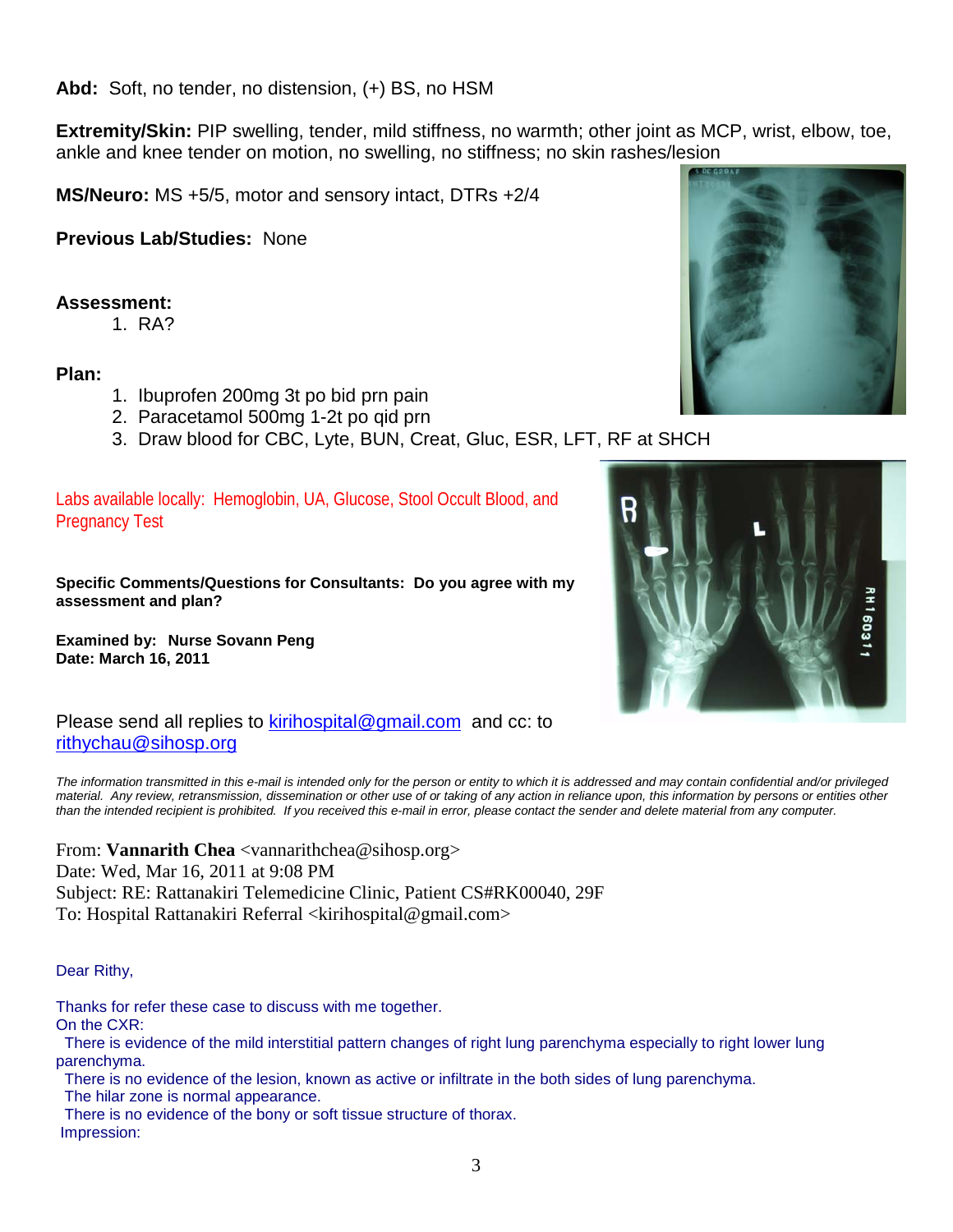**Abd:** Soft, no tender, no distension, (+) BS, no HSM

**Extremity/Skin:** PIP swelling, tender, mild stiffness, no warmth; other joint as MCP, wrist, elbow, toe, ankle and knee tender on motion, no swelling, no stiffness; no skin rashes/lesion

**MS/Neuro:** MS +5/5, motor and sensory intact, DTRs +2/4

**Previous Lab/Studies:** None

**Assessment:**

1. RA?

**Plan:**

1. Ibuprofen 200mg 3t po bid prn pain
2. Paracetamol 500mg 1-2t po qid prn
3. Draw blood for CBC, Lyte, BUN, Creat, Gluc, ESR, LFT, RF at SHCH

Labs available locally: Hemoglobin, UA, Glucose, Stool Occult Blood, and Pregnancy Test

**Specific Comments/Questions for Consultants: Do you agree with my assessment and plan?**

**Examined by: Nurse Sovann Peng**
**Date: March 16, 2011**

Please send all replies to kirihospital@gmail.com and cc: to rithychau@sihosp.org

*The information transmitted in this e-mail is intended only for the person or entity to which it is addressed and may contain confidential and/or privileged material. Any review, retransmission, dissemination or other use of or taking of any action in reliance upon, this information by persons or entities other than the intended recipient is prohibited. If you received this e-mail in error, please contact the sender and delete material from any computer.*

From: **Vannarith Chea** <vannarithchea@sihosp.org>
Date: Wed, Mar 16, 2011 at 9:08 PM
Subject: RE: Rattanakiri Telemedicine Clinic, Patient CS#RK00040, 29F
To: Hospital Rattanakiri Referral <kirihospital@gmail.com>

Dear Rithy,

Thanks for refer these case to discuss with me together.

On the CXR:

There is evidence of the mild interstitial pattern changes of right lung parenchyma especially to right lower lung parenchyma.

There is no evidence of the lesion, known as active or infiltrate in the both sides of lung parenchyma.

The hilar zone is normal appearance.

There is no evidence of the bony or soft tissue structure of thorax.

Impression: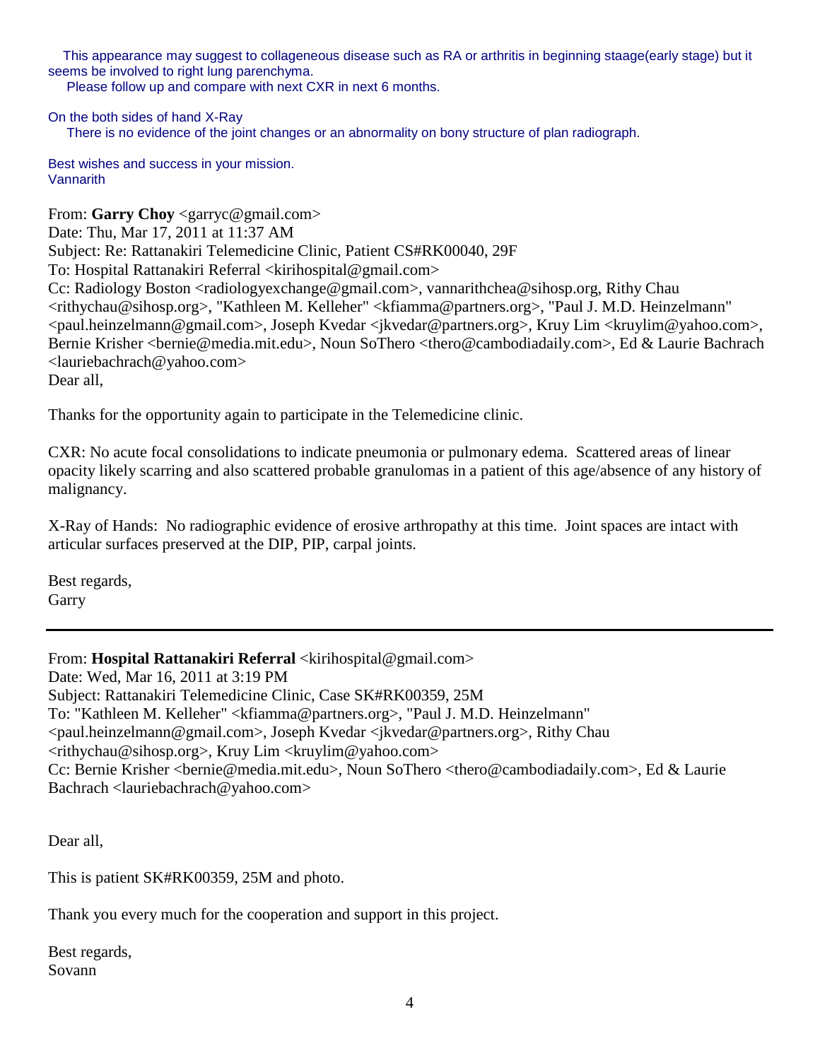This appearance may suggest to collageneous disease such as RA or arthritis in beginning staage(early stage) but it seems be involved to right lung parenchyma.

Please follow up and compare with next CXR in next 6 months.

On the both sides of hand X-Ray

There is no evidence of the joint changes or an abnormality on bony structure of plan radiograph.

Best wishes and success in your mission.
Vannarith

From: **Garry Choy** <garryc@gmail.com>
Date: Thu, Mar 17, 2011 at 11:37 AM
Subject: Re: Rattanakiri Telemedicine Clinic, Patient CS#RK00040, 29F
To: Hospital Rattanakiri Referral <kirihospital@gmail.com>
Cc: Radiology Boston <radiologyexchange@gmail.com>, vannarithchea@sihosp.org, Rithy Chau <rithychau@sihosp.org>, "Kathleen M. Kelleher" <kfiamma@partners.org>, "Paul J. M.D. Heinzelmann" <paul.heinzelmann@gmail.com>, Joseph Kvedar <jkvedar@partners.org>, Kruy Lim <kruylim@yahoo.com>, Bernie Krisher <bernie@media.mit.edu>, Noun SoThero <thero@cambodiadaily.com>, Ed & Laurie Bachrach <lauriebachrach@yahoo.com>

Dear all,

Thanks for the opportunity again to participate in the Telemedicine clinic.

CXR: No acute focal consolidations to indicate pneumonia or pulmonary edema. Scattered areas of linear opacity likely scarring and also scattered probable granulomas in a patient of this age/absence of any history of malignancy.

X-Ray of Hands: No radiographic evidence of erosive arthropathy at this time. Joint spaces are intact with articular surfaces preserved at the DIP, PIP, carpal joints.

Best regards,
Garry

---

From: **Hospital Rattanakiri Referral** <kirihospital@gmail.com>
Date: Wed, Mar 16, 2011 at 3:19 PM
Subject: Rattanakiri Telemedicine Clinic, Case SK#RK00359, 25M
To: "Kathleen M. Kelleher" <kfiamma@partners.org>, "Paul J. M.D. Heinzelmann" <paul.heinzelmann@gmail.com>, Joseph Kvedar <jkvedar@partners.org>, Rithy Chau <rithychau@sihosp.org>, Kruy Lim <kruylim@yahoo.com>
Cc: Bernie Krisher <bernie@media.mit.edu>, Noun SoThero <thero@cambodiadaily.com>, Ed & Laurie Bachrach <lauriebachrach@yahoo.com>

Dear all,

This is patient SK#RK00359, 25M and photo.

Thank you every much for the cooperation and support in this project.

Best regards,
Sovann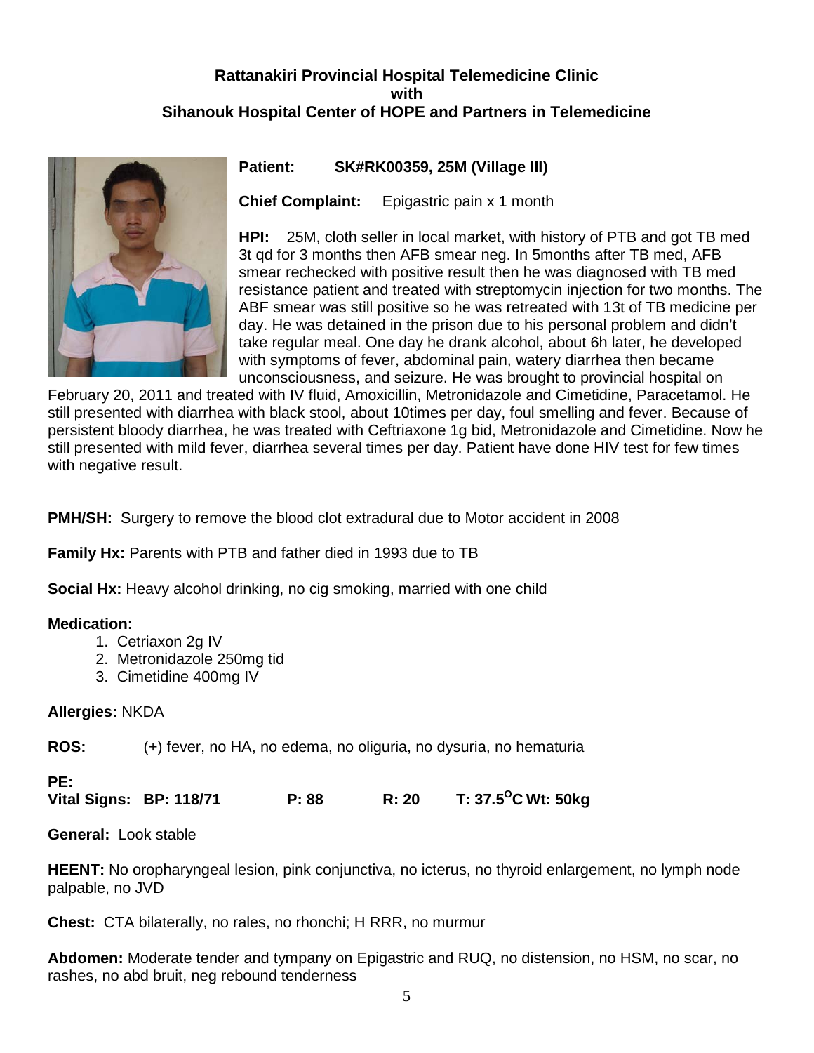**Rattanakiri Provincial Hospital Telemedicine Clinic**
**with**
**Sihanouk Hospital Center of HOPE and Partners in Telemedicine**

**Patient:** **SK#RK00359, 25M (Village III)**

**Chief Complaint:** Epigastric pain x 1 month

**HPI:** 25M, cloth seller in local market, with history of PTB and got TB med 3t qd for 3 months then AFB smear neg. In 5months after TB med, AFB smear rechecked with positive result then he was diagnosed with TB med resistance patient and treated with streptomycin injection for two months. The ABF smear was still positive so he was retreated with 13t of TB medicine per day. He was detained in the prison due to his personal problem and didn't take regular meal. One day he drank alcohol, about 6h later, he developed with symptoms of fever, abdominal pain, watery diarrhea then became unconsciousness, and seizure. He was brought to provincial hospital on February 20, 2011 and treated with IV fluid, Amoxicillin, Metronidazole and Cimetidine, Paracetamol. He still presented with diarrhea with black stool, about 10times per day, foul smelling and fever. Because of persistent bloody diarrhea, he was treated with Ceftriaxone 1g bid, Metronidazole and Cimetidine. Now he still presented with mild fever, diarrhea several times per day. Patient have done HIV test for few times with negative result.

**PMH/SH:** Surgery to remove the blood clot extradural due to Motor accident in 2008

**Family Hx:** Parents with PTB and father died in 1993 due to TB

**Social Hx:** Heavy alcohol drinking, no cig smoking, married with one child

**Medication:**

1. Cetriaxon 2g IV
2. Metronidazole 250mg tid
3. Cimetidine 400mg IV

**Allergies:** NKDA

**ROS:** (+) fever, no HA, no edema, no oliguria, no dysuria, no hematuria

**PE:**
**Vital Signs: BP: 118/71 P: 88 R: 20 T: 37.5°C Wt: 50kg**

**General:** Look stable

**HEENT:** No oropharyngeal lesion, pink conjunctiva, no icterus, no thyroid enlargement, no lymph node palpable, no JVD

**Chest:** CTA bilaterally, no rales, no rhonchi; H RRR, no murmur

**Abdomen:** Moderate tender and tympany on Epigastric and RUQ, no distension, no HSM, no scar, no rashes, no abd bruit, neg rebound tenderness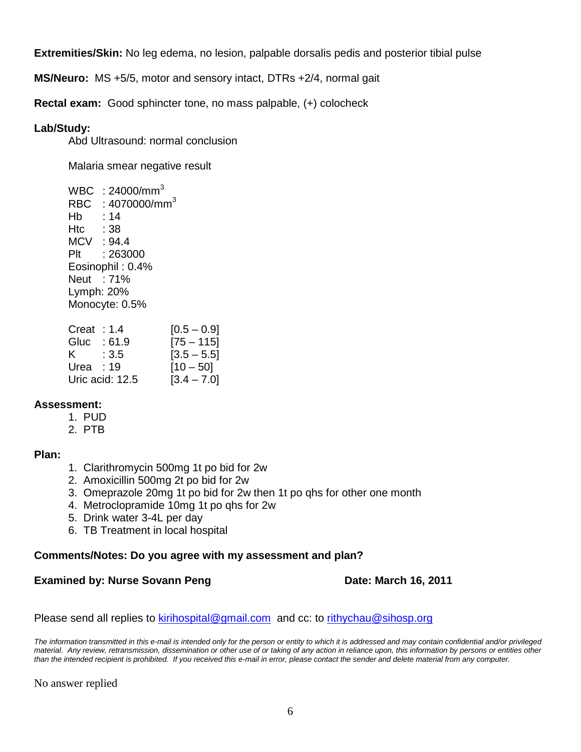**Extremities/Skin:** No leg edema, no lesion, palpable dorsalis pedis and posterior tibial pulse

**MS/Neuro:** MS +5/5, motor and sensory intact, DTRs +2/4, normal gait

**Rectal exam:** Good sphincter tone, no mass palpable, (+) colocheck

**Lab/Study:**

Abd Ultrasound: normal conclusion

Malaria smear negative result

WBC : 24000/$mm^3$
RBC : 4070000/$mm^3$
Hb : 14
Htc : 38
MCV : 94.4
Plt : 263000
Eosinophil : 0.4%
Neut : 71%
Lymph: 20%
Monocyte: 0.5%

| | |
|---|---|
| Creat : 1.4 | [0.5 – 0.9] |
| Gluc : 61.9 | [75 – 115] |
| K : 3.5 | [3.5 – 5.5] |
| Urea : 19 | [10 – 50] |
| Uric acid: 12.5 | [3.4 – 7.0] |

**Assessment:**

1. PUD
2. PTB

**Plan:**

1. Clarithromycin 500mg 1t po bid for 2w
2. Amoxicillin 500mg 2t po bid for 2w
3. Omeprazole 20mg 1t po bid for 2w then 1t po qhs for other one month
4. Metroclopramide 10mg 1t po qhs for 2w
5. Drink water 3-4L per day
6. TB Treatment in local hospital

**Comments/Notes: Do you agree with my assessment and plan?**

**Examined by: Nurse Sovann Peng** **Date: March 16, 2011**

Please send all replies to kirihospital@gmail.com and cc: to rithychau@sihosp.org

*The information transmitted in this e-mail is intended only for the person or entity to which it is addressed and may contain confidential and/or privileged material. Any review, retransmission, dissemination or other use of or taking of any action in reliance upon, this information by persons or entities other than the intended recipient is prohibited. If you received this e-mail in error, please contact the sender and delete material from any computer.*

No answer replied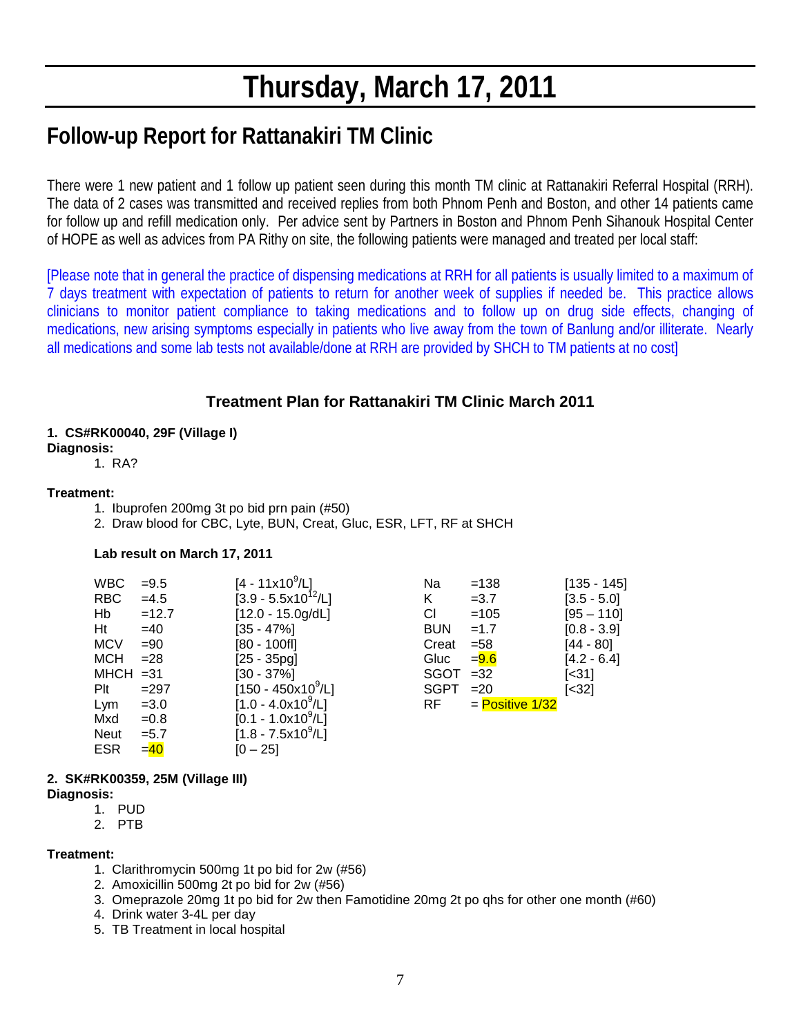# Thursday, March 17, 2011

## Follow-up Report for Rattanakiri TM Clinic

There were 1 new patient and 1 follow up patient seen during this month TM clinic at Rattanakiri Referral Hospital (RRH). The data of 2 cases was transmitted and received replies from both Phnom Penh and Boston, and other 14 patients came for follow up and refill medication only. Per advice sent by Partners in Boston and Phnom Penh Sihanouk Hospital Center of HOPE as well as advices from PA Rithy on site, the following patients were managed and treated per local staff:

[Please note that in general the practice of dispensing medications at RRH for all patients is usually limited to a maximum of 7 days treatment with expectation of patients to return for another week of supplies if needed be. This practice allows clinicians to monitor patient compliance to taking medications and to follow up on drug side effects, changing of medications, new arising symptoms especially in patients who live away from the town of Banlung and/or illiterate. Nearly all medications and some lab tests not available/done at RRH are provided by SHCH to TM patients at no cost]

### Treatment Plan for Rattanakiri TM Clinic March 2011

**1. CS#RK00040, 29F (Village I)**

**Diagnosis:**

1. RA?

**Treatment:**

1. Ibuprofen 200mg 3t po bid prn pain (#50)
2. Draw blood for CBC, Lyte, BUN, Creat, Gluc, ESR, LFT, RF at SHCH

**Lab result on March 17, 2011**

| Test | Result | Reference | Test | Result | Reference |
|---|---|---|---|---|---|
| WBC | =9.5 | [4 - 11x10$^9$/L] | Na | =138 | [135 - 145] |
| RBC | =4.5 | [3.9 - 5.5x10$^{12}$/L] | K | =3.7 | [3.5 - 5.0] |
| Hb | =12.7 | [12.0 - 15.0g/dL] | Cl | =105 | [95 – 110] |
| Ht | =40 | [35 - 47%] | BUN | =1.7 | [0.8 - 3.9] |
| MCV | =90 | [80 - 100fl] | Creat | =58 | [44 - 80] |
| MCH | =28 | [25 - 35pg] | Gluc | =9.6 | [4.2 - 6.4] |
| MHCH | =31 | [30 - 37%] | SGOT | =32 | [<31] |
| Plt | =297 | [150 - 450x10$^9$/L] | SGPT | =20 | [<32] |
| Lym | =3.0 | [1.0 - 4.0x10$^9$/L] | RF | = Positive 1/32 | |
| Mxd | =0.8 | [0.1 - 1.0x10$^9$/L] | | | |
| Neut | =5.7 | [1.8 - 7.5x10$^9$/L] | | | |
| ESR | =40 | [0 – 25] | | | |

**2. SK#RK00359, 25M (Village III)**

**Diagnosis:**

1. PUD
2. PTB

**Treatment:**

1. Clarithromycin 500mg 1t po bid for 2w (#56)
2. Amoxicillin 500mg 2t po bid for 2w (#56)
3. Omeprazole 20mg 1t po bid for 2w then Famotidine 20mg 2t po qhs for other one month (#60)
4. Drink water 3-4L per day
5. TB Treatment in local hospital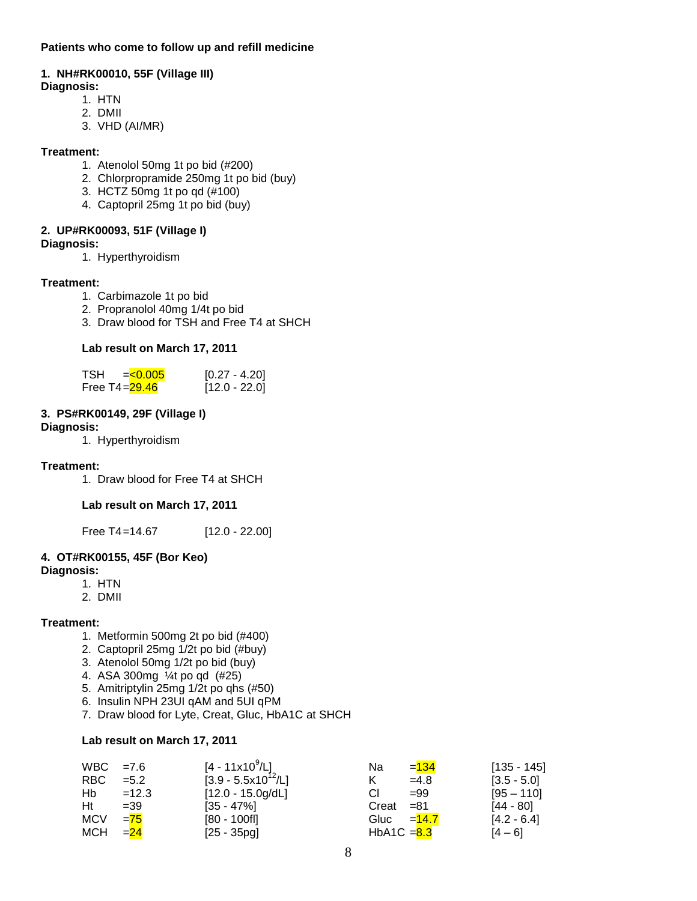**Patients who come to follow up and refill medicine**

**1. NH#RK00010, 55F (Village III)**

**Diagnosis:**

1. HTN
2. DMII
3. VHD (AI/MR)

**Treatment:**

1. Atenolol 50mg 1t po bid (#200)
2. Chlorpropramide 250mg 1t po bid (buy)
3. HCTZ 50mg 1t po qd (#100)
4. Captopril 25mg 1t po bid (buy)

**2. UP#RK00093, 51F (Village I)**

**Diagnosis:**

1. Hyperthyroidism

**Treatment:**

1. Carbimazole 1t po bid
2. Propranolol 40mg 1/4t po bid
3. Draw blood for TSH and Free T4 at SHCH

**Lab result on March 17, 2011**

| | | |
|---|---|---|
| TSH | =<0.005 | [0.27 - 4.20] |
| Free T4 | =29.46 | [12.0 - 22.0] |

**3. PS#RK00149, 29F (Village I)**

**Diagnosis:**

1. Hyperthyroidism

**Treatment:**

1. Draw blood for Free T4 at SHCH

**Lab result on March 17, 2011**

| | | |
|---|---|---|
| Free T4 | =14.67 | [12.0 - 22.00] |

**4. OT#RK00155, 45F (Bor Keo)**

**Diagnosis:**

1. HTN
2. DMII

**Treatment:**

1. Metformin 500mg 2t po bid (#400)
2. Captopril 25mg 1/2t po bid (#buy)
3. Atenolol 50mg 1/2t po bid (buy)
4. ASA 300mg ¼t po qd (#25)
5. Amitriptylin 25mg 1/2t po qhs (#50)
6. Insulin NPH 23UI qAM and 5UI qPM
7. Draw blood for Lyte, Creat, Gluc, HbA1C at SHCH

**Lab result on March 17, 2011**

| | | | | | |
|---|---|---|---|---|---|
| WBC | =7.6 | [4 - 11x$10^9$/L] | Na | =134 | [135 - 145] |
| RBC | =5.2 | [3.9 - 5.5x$10^{12}$/L] | K | =4.8 | [3.5 - 5.0] |
| Hb | =12.3 | [12.0 - 15.0g/dL] | Cl | =99 | [95 – 110] |
| Ht | =39 | [35 - 47%] | Creat | =81 | [44 - 80] |
| MCV | =75 | [80 - 100fl] | Gluc | =14.7 | [4.2 - 6.4] |
| MCH | =24 | [25 - 35pg] | HbA1C | =8.3 | [4 – 6] |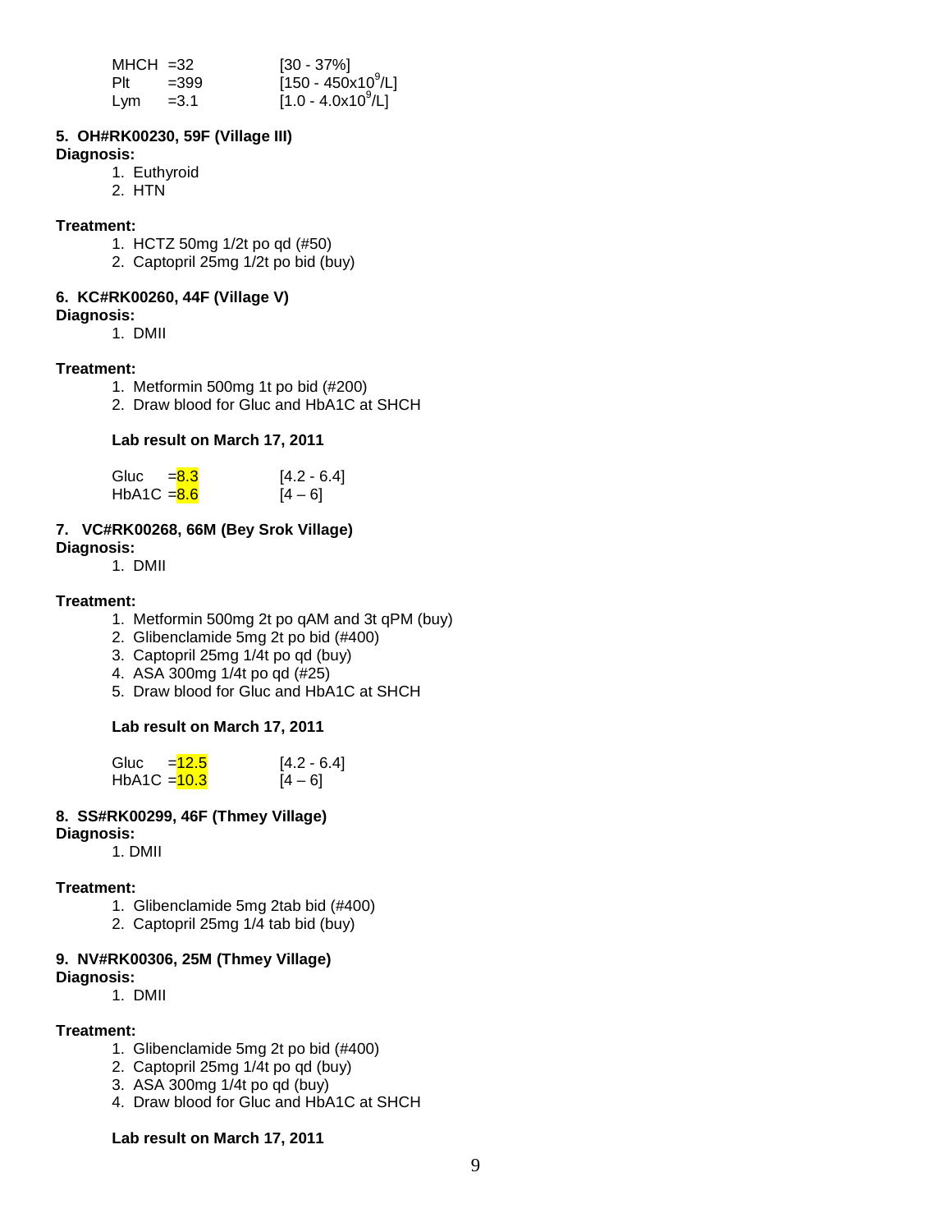| | | |
|---|---|---|
| MHCH | =32 | [30 - 37%] |
| Plt | =399 | [150 - 450x$10^9$/L] |
| Lym | =3.1 | [1.0 - 4.0x$10^9$/L] |

**5. OH#RK00230, 59F (Village III)**

**Diagnosis:**

1. Euthyroid
2. HTN

**Treatment:**

1. HCTZ 50mg 1/2t po qd (#50)
2. Captopril 25mg 1/2t po bid (buy)

**6. KC#RK00260, 44F (Village V)**

**Diagnosis:**

1. DMII

**Treatment:**

1. Metformin 500mg 1t po bid (#200)
2. Draw blood for Gluc and HbA1C at SHCH

**Lab result on March 17, 2011**

| | | |
|---|---|---|
| Gluc | =8.3 | [4.2 - 6.4] |
| HbA1C | =8.6 | [4 – 6] |

**7. VC#RK00268, 66M (Bey Srok Village)**

**Diagnosis:**

1. DMII

**Treatment:**

1. Metformin 500mg 2t po qAM and 3t qPM (buy)
2. Glibenclamide 5mg 2t po bid (#400)
3. Captopril 25mg 1/4t po qd (buy)
4. ASA 300mg 1/4t po qd (#25)
5. Draw blood for Gluc and HbA1C at SHCH

**Lab result on March 17, 2011**

| | | |
|---|---|---|
| Gluc | =12.5 | [4.2 - 6.4] |
| HbA1C | =10.3 | [4 – 6] |

**8. SS#RK00299, 46F (Thmey Village)**

**Diagnosis:**

1. DMII

**Treatment:**

1. Glibenclamide 5mg 2tab bid (#400)
2. Captopril 25mg 1/4 tab bid (buy)

**9. NV#RK00306, 25M (Thmey Village)**

**Diagnosis:**

1. DMII

**Treatment:**

1. Glibenclamide 5mg 2t po bid (#400)
2. Captopril 25mg 1/4t po qd (buy)
3. ASA 300mg 1/4t po qd (buy)
4. Draw blood for Gluc and HbA1C at SHCH

**Lab result on March 17, 2011**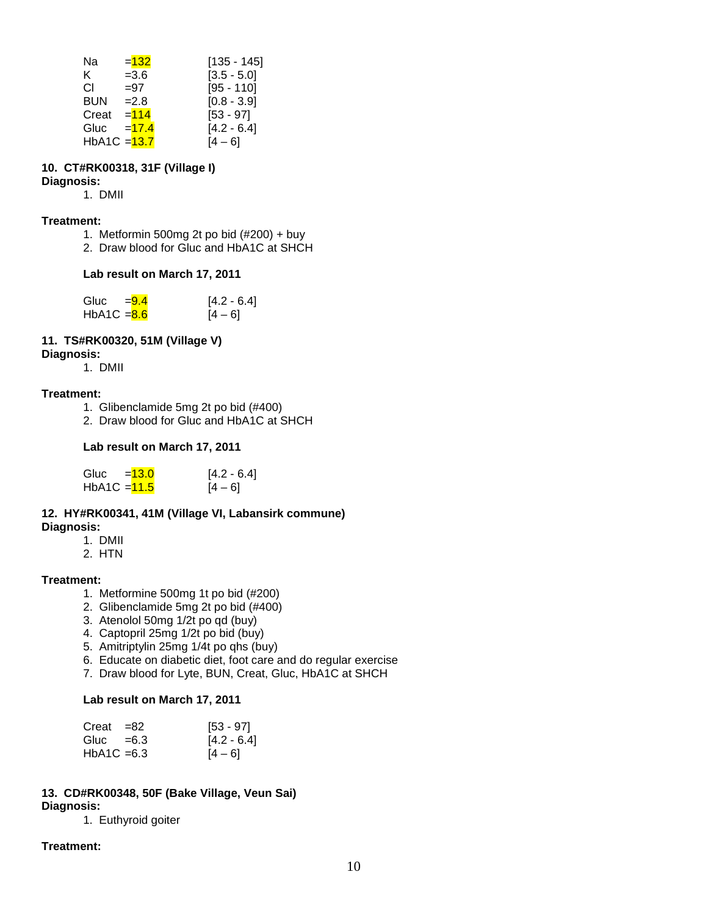| | | |
|---|---|---|
| Na | =132 | [135 - 145] |
| K | =3.6 | [3.5 - 5.0] |
| Cl | =97 | [95 - 110] |
| BUN | =2.8 | [0.8 - 3.9] |
| Creat | =114 | [53 - 97] |
| Gluc | =17.4 | [4.2 - 6.4] |
| HbA1C | =13.7 | [4 – 6] |

**10. CT#RK00318, 31F (Village I)**
**Diagnosis:**

1. DMII

**Treatment:**

1. Metformin 500mg 2t po bid (#200) + buy
2. Draw blood for Gluc and HbA1C at SHCH

**Lab result on March 17, 2011**

| | | |
|---|---|---|
| Gluc | =9.4 | [4.2 - 6.4] |
| HbA1C | =8.6 | [4 – 6] |

**11. TS#RK00320, 51M (Village V)**
**Diagnosis:**

1. DMII

**Treatment:**

1. Glibenclamide 5mg 2t po bid (#400)
2. Draw blood for Gluc and HbA1C at SHCH

**Lab result on March 17, 2011**

| | | |
|---|---|---|
| Gluc | =13.0 | [4.2 - 6.4] |
| HbA1C | =11.5 | [4 – 6] |

**12. HY#RK00341, 41M (Village VI, Labansirk commune)**
**Diagnosis:**

1. DMII
2. HTN

**Treatment:**

1. Metformine 500mg 1t po bid (#200)
2. Glibenclamide 5mg 2t po bid (#400)
3. Atenolol 50mg 1/2t po qd (buy)
4. Captopril 25mg 1/2t po bid (buy)
5. Amitriptylin 25mg 1/4t po qhs (buy)
6. Educate on diabetic diet, foot care and do regular exercise
7. Draw blood for Lyte, BUN, Creat, Gluc, HbA1C at SHCH

**Lab result on March 17, 2011**

| | | |
|---|---|---|
| Creat | =82 | [53 - 97] |
| Gluc | =6.3 | [4.2 - 6.4] |
| HbA1C | =6.3 | [4 – 6] |

**13. CD#RK00348, 50F (Bake Village, Veun Sai)**
**Diagnosis:**

1. Euthyroid goiter

**Treatment:**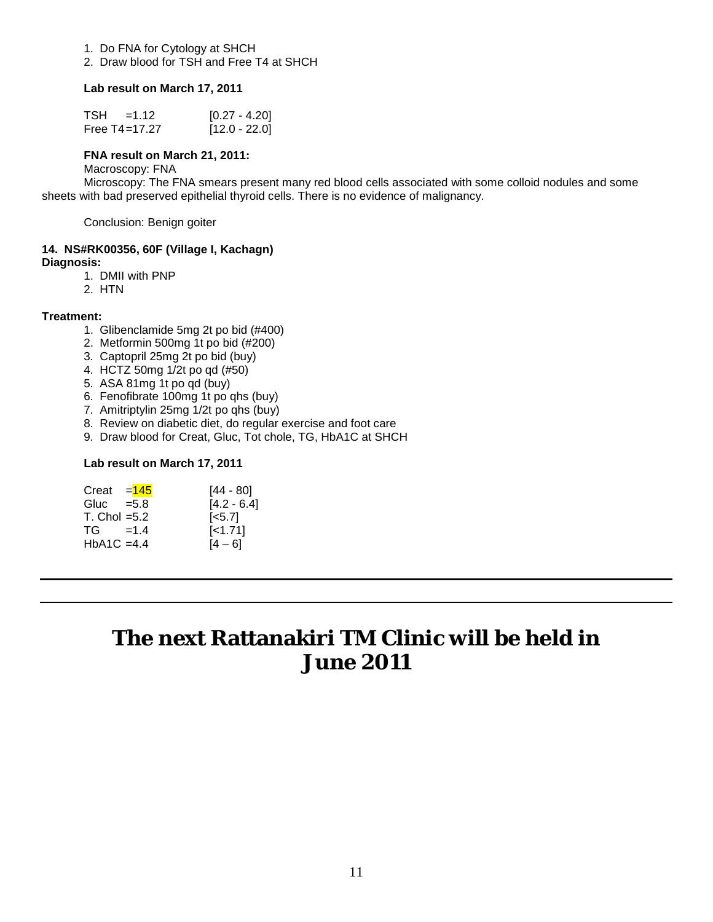1. Do FNA for Cytology at SHCH
2. Draw blood for TSH and Free T4 at SHCH

**Lab result on March 17, 2011**

| | | |
|---|---|---|
| TSH | =1.12 | [0.27 - 4.20] |
| Free T4 | =17.27 | [12.0 - 22.0] |

**FNA result on March 21, 2011:**

Macroscopy: FNA

Microscopy: The FNA smears present many red blood cells associated with some colloid nodules and some sheets with bad preserved epithelial thyroid cells. There is no evidence of malignancy.

Conclusion: Benign goiter

**14. NS#RK00356, 60F (Village I, Kachagn)**

**Diagnosis:**

1. DMII with PNP
2. HTN

**Treatment:**

1. Glibenclamide 5mg 2t po bid (#400)
2. Metformin 500mg 1t po bid (#200)
3. Captopril 25mg 2t po bid (buy)
4. HCTZ 50mg 1/2t po qd (#50)
5. ASA 81mg 1t po qd (buy)
6. Fenofibrate 100mg 1t po qhs (buy)
7. Amitriptylin 25mg 1/2t po qhs (buy)
8. Review on diabetic diet, do regular exercise and foot care
9. Draw blood for Creat, Gluc, Tot chole, TG, HbA1C at SHCH

**Lab result on March 17, 2011**

| | | |
|---|---|---|
| Creat | =145 | [44 - 80] |
| Gluc | =5.8 | [4.2 - 6.4] |
| T. Chol | =5.2 | [<5.7] |
| TG | =1.4 | [<1.71] |
| HbA1C | =4.4 | [4 – 6] |

---

# The next Rattanakiri TM Clinic will be held in June 2011